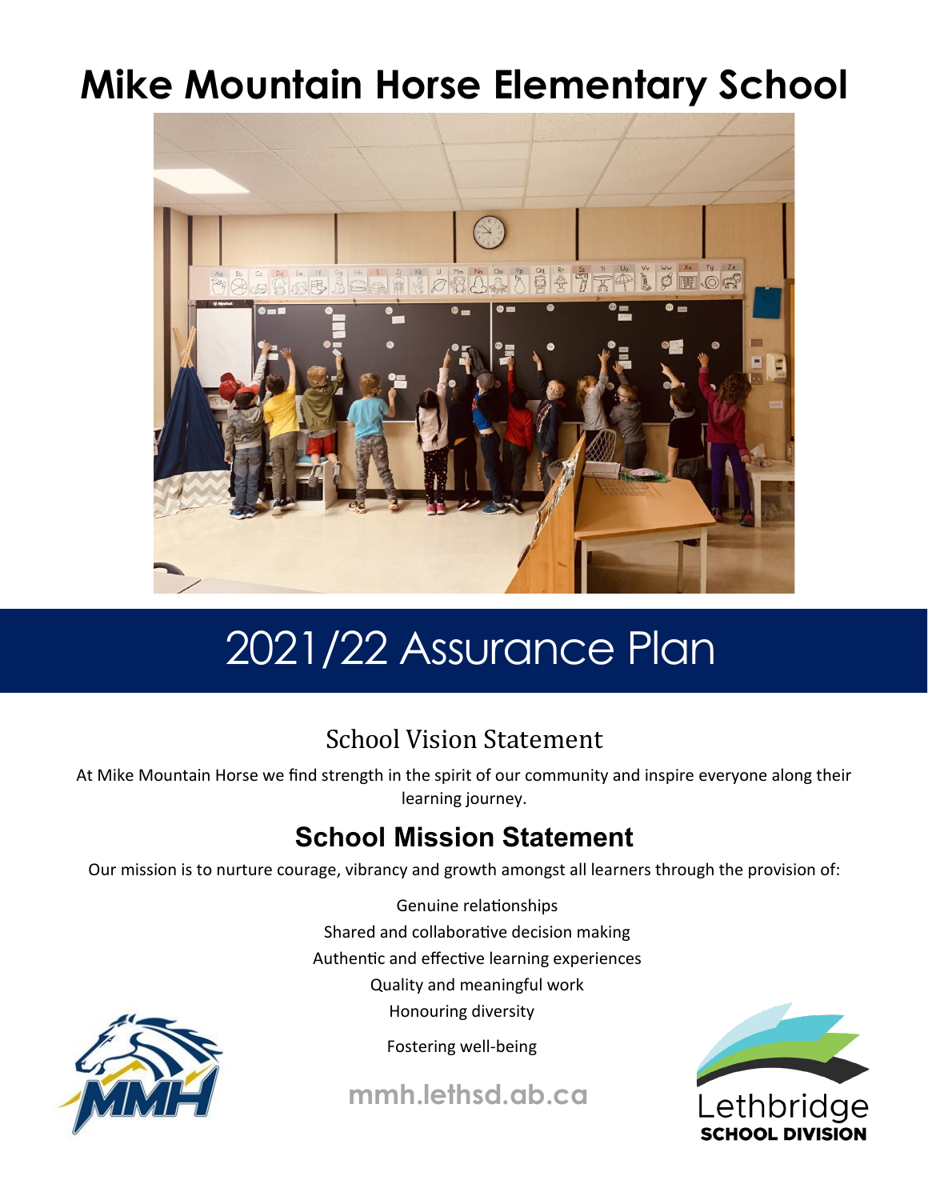# Mike Mountain Horse Elementary School

# 2021/22 Assurance Plan

## School Vision Statement

At Mike Mountain Horse we find strength in the spirit of our community and inspire everyone along their learning journey.

## School Mission Statement

Our mission is to nurture courage, vibrancy and growth amongst all learners through the provision of:

Genuine relationships
Shared and collaborative decision making
Authentic and effective learning experiences
Quality and meaningful work
Honouring diversity
Fostering well-being

**mmh.lethsd.ab.ca**

Lethbridge **SCHOOL DIVISION**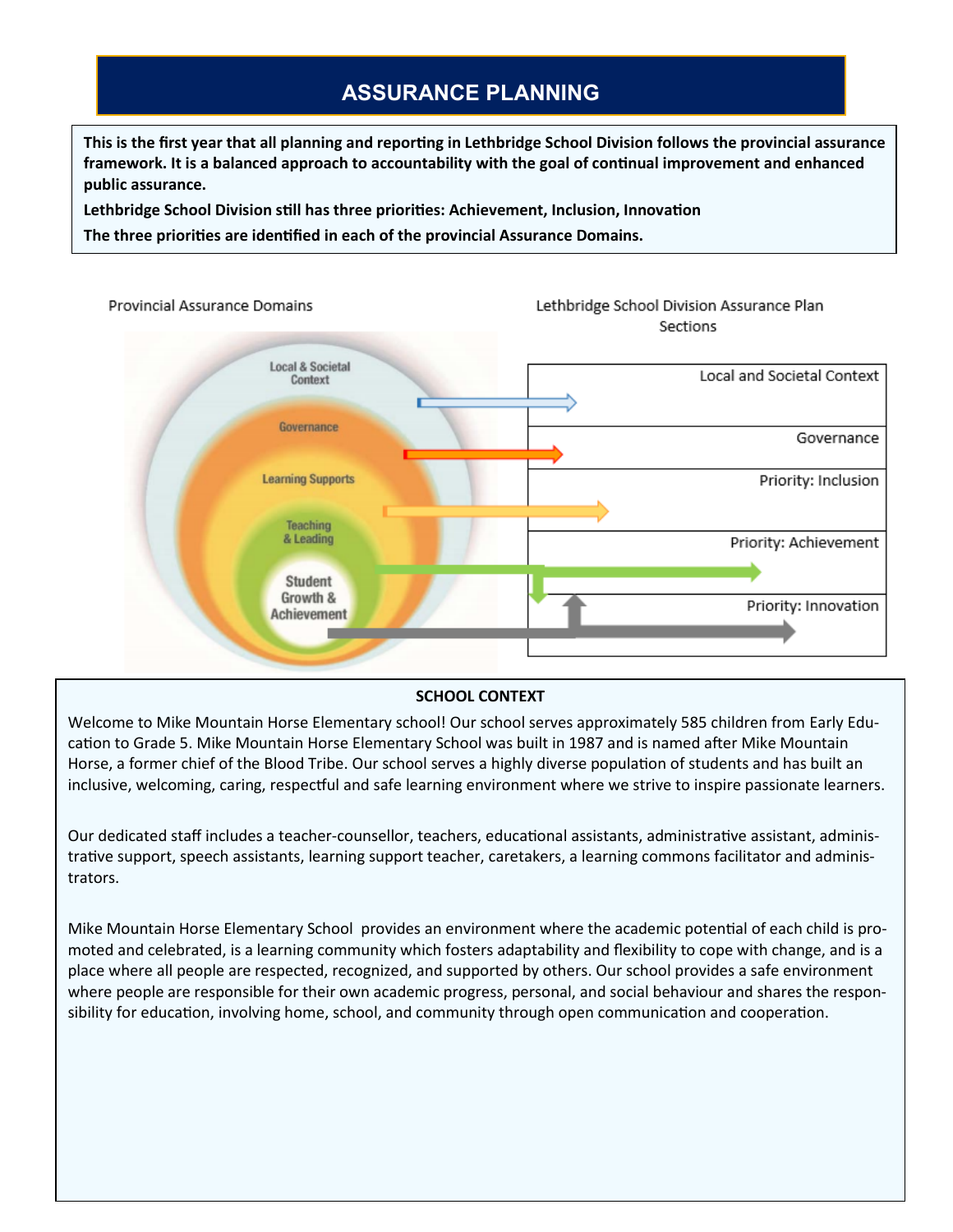# ASSURANCE PLANNING

**This is the first year that all planning and reporting in Lethbridge School Division follows the provincial assurance framework. It is a balanced approach to accountability with the goal of continual improvement and enhanced public assurance.**

**Lethbridge School Division still has three priorities: Achievement, Inclusion, Innovation**

**The three priorities are identified in each of the provincial Assurance Domains.**

Provincial Assurance Domains

- Local & Societal Context
- Governance
- Learning Supports
- Teaching & Leading
- Student Growth & Achievement

Lethbridge School Division Assurance Plan Sections

- Local and Societal Context
- Governance
- Priority: Inclusion
- Priority: Achievement
- Priority: Innovation

## SCHOOL CONTEXT

Welcome to Mike Mountain Horse Elementary school! Our school serves approximately 585 children from Early Education to Grade 5. Mike Mountain Horse Elementary School was built in 1987 and is named after Mike Mountain Horse, a former chief of the Blood Tribe. Our school serves a highly diverse population of students and has built an inclusive, welcoming, caring, respectful and safe learning environment where we strive to inspire passionate learners.

Our dedicated staff includes a teacher-counsellor, teachers, educational assistants, administrative assistant, administrative support, speech assistants, learning support teacher, caretakers, a learning commons facilitator and administrators.

Mike Mountain Horse Elementary School provides an environment where the academic potential of each child is promoted and celebrated, is a learning community which fosters adaptability and flexibility to cope with change, and is a place where all people are respected, recognized, and supported by others. Our school provides a safe environment where people are responsible for their own academic progress, personal, and social behaviour and shares the responsibility for education, involving home, school, and community through open communication and cooperation.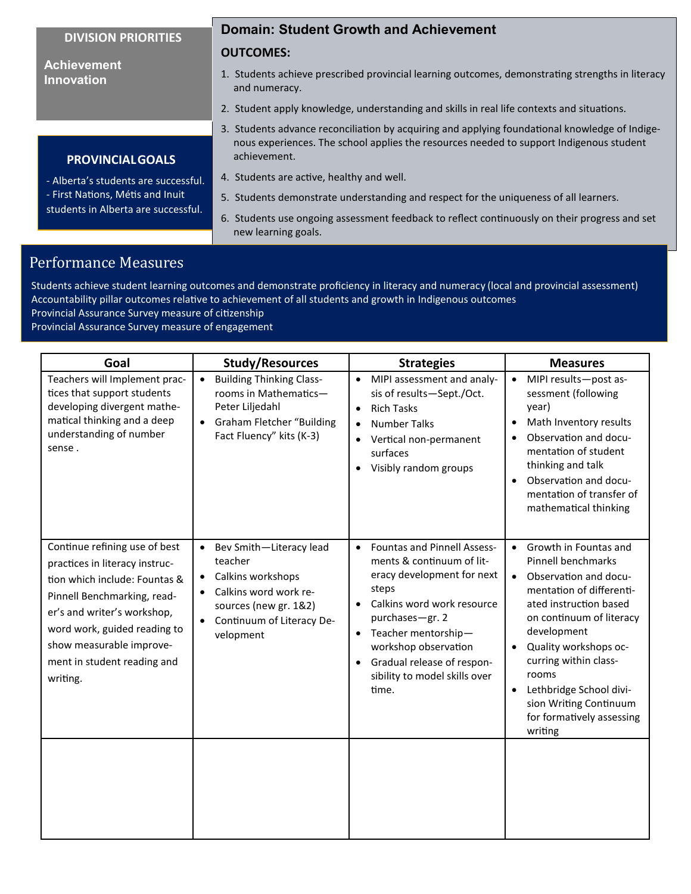**DIVISION PRIORITIES**

**Achievement**
**Innovation**

**PROVINCIAL GOALS**

- Alberta's students are successful.
- First Nations, Métis and Inuit students in Alberta are successful.

## Domain: Student Growth and Achievement

**OUTCOMES:**

1. Students achieve prescribed provincial learning outcomes, demonstrating strengths in literacy and numeracy.
2. Student apply knowledge, understanding and skills in real life contexts and situations.
3. Students advance reconciliation by acquiring and applying foundational knowledge of Indigenous experiences. The school applies the resources needed to support Indigenous student achievement.
4. Students are active, healthy and well.
5. Students demonstrate understanding and respect for the uniqueness of all learners.
6. Students use ongoing assessment feedback to reflect continuously on their progress and set new learning goals.

## Performance Measures

Students achieve student learning outcomes and demonstrate proficiency in literacy and numeracy (local and provincial assessment)
Accountability pillar outcomes relative to achievement of all students and growth in Indigenous outcomes
Provincial Assurance Survey measure of citizenship
Provincial Assurance Survey measure of engagement

| Goal | Study/Resources | Strategies | Measures |
|---|---|---|---|
| Teachers will Implement practices that support students developing divergent mathematical thinking and a deep understanding of number sense . | • Building Thinking Classrooms in Mathematics—Peter Liljedahl<br>• Graham Fletcher "Building Fact Fluency" kits (K-3) | • MIPI assessment and analysis of results—Sept./Oct.<br>• Rich Tasks<br>• Number Talks<br>• Vertical non-permanent surfaces<br>• Visibly random groups | • MIPI results—post assessment (following year)<br>• Math Inventory results<br>• Observation and documentation of student thinking and talk<br>• Observation and documentation of transfer of mathematical thinking |
| Continue refining use of best practices in literacy instruction which include: Fountas & Pinnell Benchmarking, reader's and writer's workshop, word work, guided reading to show measurable improvement in student reading and writing. | • Bev Smith—Literacy lead teacher<br>• Calkins workshops<br>• Calkins word work resources (new gr. 1&2)<br>• Continuum of Literacy Development | • Fountas and Pinnell Assessments & continuum of literacy development for next steps<br>• Calkins word work resource purchases—gr. 2<br>• Teacher mentorship—workshop observation<br>• Gradual release of responsibility to model skills over time. | • Growth in Fountas and Pinnell benchmarks<br>• Observation and documentation of differentiated instruction based on continuum of literacy development<br>• Quality workshops occurring within classrooms<br>• Lethbridge School division Writing Continuum for formatively assessing writing |
| | | | |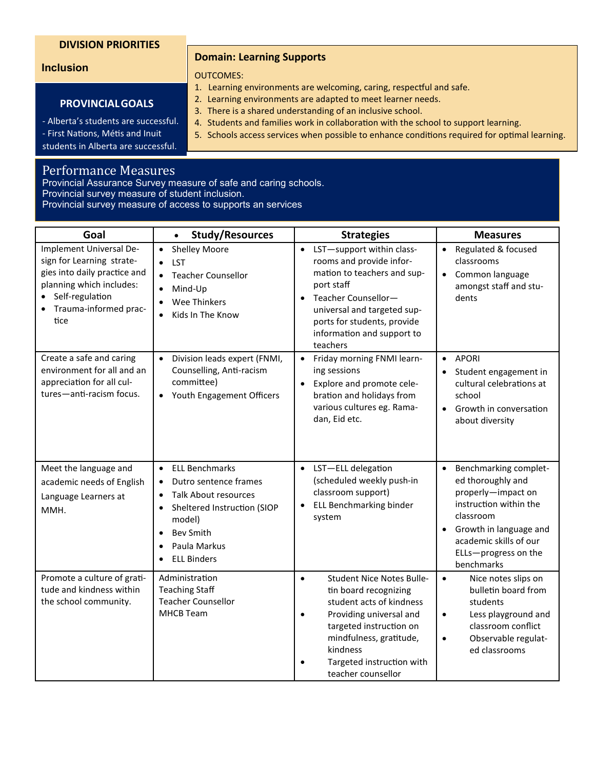**DIVISION PRIORITIES**

**Inclusion**

**PROVINCIAL GOALS**

- Alberta's students are successful.
- First Nations, Métis and Inuit students in Alberta are successful.

**Domain: Learning Supports**

OUTCOMES:

1. Learning environments are welcoming, caring, respectful and safe.
2. Learning environments are adapted to meet learner needs.
3. There is a shared understanding of an inclusive school.
4. Students and families work in collaboration with the school to support learning.
5. Schools access services when possible to enhance conditions required for optimal learning.

## Performance Measures

Provincial Assurance Survey measure of safe and caring schools.
Provincial survey measure of student inclusion.
Provincial survey measure of access to supports an services

| Goal | Study/Resources | Strategies | Measures |
|---|---|---|---|
| Implement Universal Design for Learning strategies into daily practice and planning which includes: <br>• Self-regulation <br>• Trauma-informed practice | • Shelley Moore <br>• LST <br>• Teacher Counsellor <br>• Mind-Up <br>• Wee Thinkers <br>• Kids In The Know | • LST—support within classrooms and provide information to teachers and support staff <br>• Teacher Counsellor—universal and targeted supports for students, provide information and support to teachers | • Regulated & focused classrooms <br>• Common language amongst staff and students |
| Create a safe and caring environment for all and an appreciation for all cultures—anti-racism focus. | • Division leads expert (FNMI, Counselling, Anti-racism committee) <br>• Youth Engagement Officers | • Friday morning FNMI learning sessions <br>• Explore and promote celebration and holidays from various cultures eg. Ramadan, Eid etc. | • APORI <br>• Student engagement in cultural celebrations at school <br>• Growth in conversation about diversity |
| Meet the language and academic needs of English Language Learners at MMH. | • ELL Benchmarks <br>• Dutro sentence frames <br>• Talk About resources <br>• Sheltered Instruction (SIOP model) <br>• Bev Smith <br>• Paula Markus <br>• ELL Binders | • LST—ELL delegation (scheduled weekly push-in classroom support) <br>• ELL Benchmarking binder system | • Benchmarking completed thoroughly and properly—impact on instruction within the classroom <br>• Growth in language and academic skills of our ELLs—progress on the benchmarks |
| Promote a culture of gratitude and kindness within the school community. | Administration <br>Teaching Staff <br>Teacher Counsellor <br>MHCB Team | • Student Nice Notes Bulletin board recognizing student acts of kindness <br>• Providing universal and targeted instruction on mindfulness, gratitude, kindness <br>• Targeted instruction with teacher counsellor | • Nice notes slips on bulletin board from students <br>• Less playground and classroom conflict <br>• Observable regulated classrooms |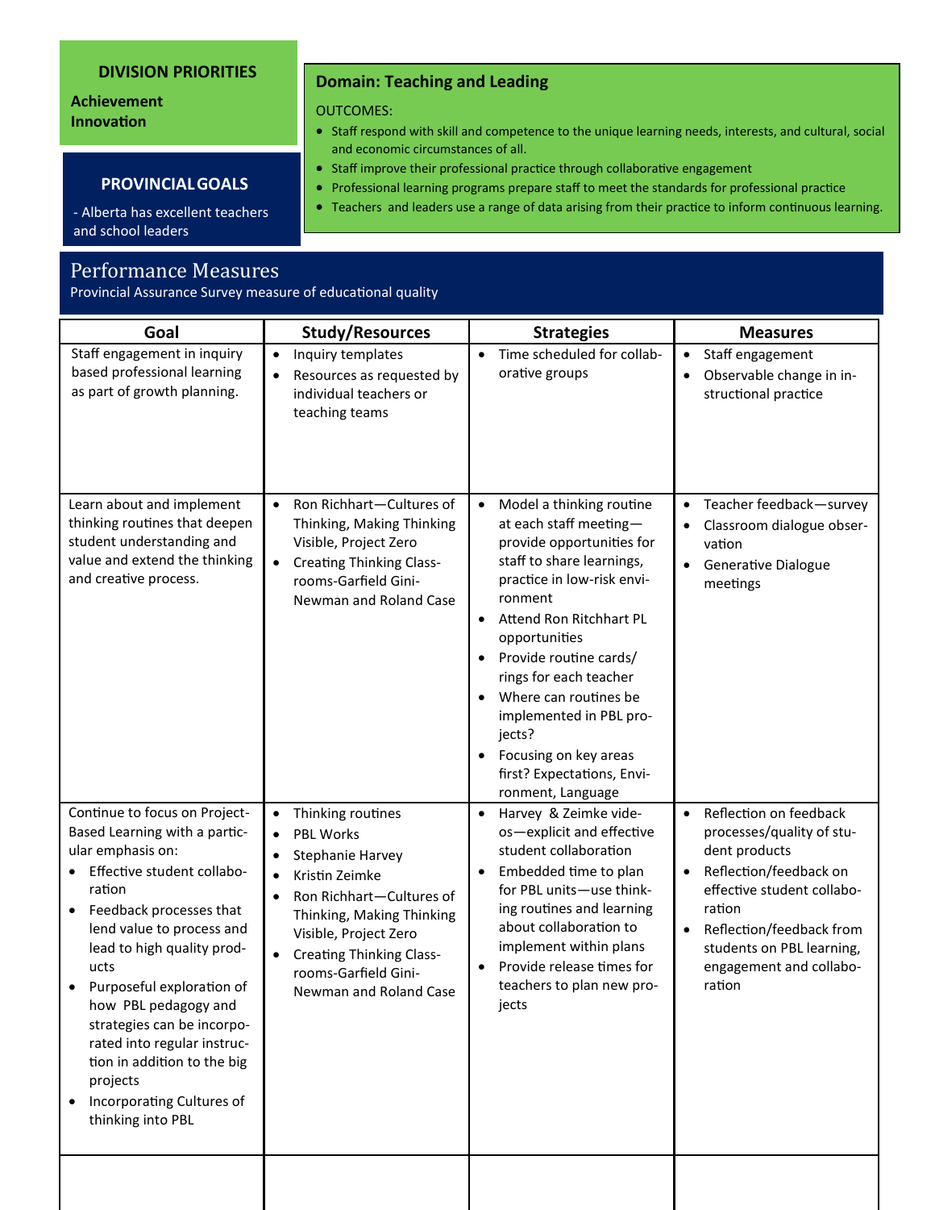**DIVISION PRIORITIES**

**Achievement**
**Innovation**

**PROVINCIAL GOALS**

- Alberta has excellent teachers and school leaders

**Domain: Teaching and Leading**

OUTCOMES:

- Staff respond with skill and competence to the unique learning needs, interests, and cultural, social and economic circumstances of all.
- Staff improve their professional practice through collaborative engagement
- Professional learning programs prepare staff to meet the standards for professional practice
- Teachers and leaders use a range of data arising from their practice to inform continuous learning.

## Performance Measures

Provincial Assurance Survey measure of educational quality

| Goal | Study/Resources | Strategies | Measures |
|---|---|---|---|
| Staff engagement in inquiry based professional learning as part of growth planning. | • Inquiry templates<br>• Resources as requested by individual teachers or teaching teams | • Time scheduled for collaborative groups | • Staff engagement<br>• Observable change in instructional practice |
| Learn about and implement thinking routines that deepen student understanding and value and extend the thinking and creative process. | • Ron Richhart—Cultures of Thinking, Making Thinking Visible, Project Zero<br>• Creating Thinking Classrooms-Garfield Gini-Newman and Roland Case | • Model a thinking routine at each staff meeting—provide opportunities for staff to share learnings, practice in low-risk environment<br>• Attend Ron Ritchhart PL opportunities<br>• Provide routine cards/ rings for each teacher<br>• Where can routines be implemented in PBL projects?<br>• Focusing on key areas first? Expectations, Environment, Language | • Teacher feedback—survey<br>• Classroom dialogue observation<br>• Generative Dialogue meetings |
| Continue to focus on Project-Based Learning with a particular emphasis on:<br>• Effective student collaboration<br>• Feedback processes that lend value to process and lead to high quality products<br>• Purposeful exploration of how PBL pedagogy and strategies can be incorporated into regular instruction in addition to the big projects<br>• Incorporating Cultures of thinking into PBL | • Thinking routines<br>• PBL Works<br>• Stephanie Harvey<br>• Kristin Zeimke<br>• Ron Richhart—Cultures of Thinking, Making Thinking Visible, Project Zero<br>• Creating Thinking Classrooms-Garfield Gini-Newman and Roland Case | • Harvey & Zeimke videos—explicit and effective student collaboration<br>• Embedded time to plan for PBL units—use thinking routines and learning about collaboration to implement within plans<br>• Provide release times for teachers to plan new projects | • Reflection on feedback processes/quality of student products<br>• Reflection/feedback on effective student collaboration<br>• Reflection/feedback from students on PBL learning, engagement and collaboration |
| | | | |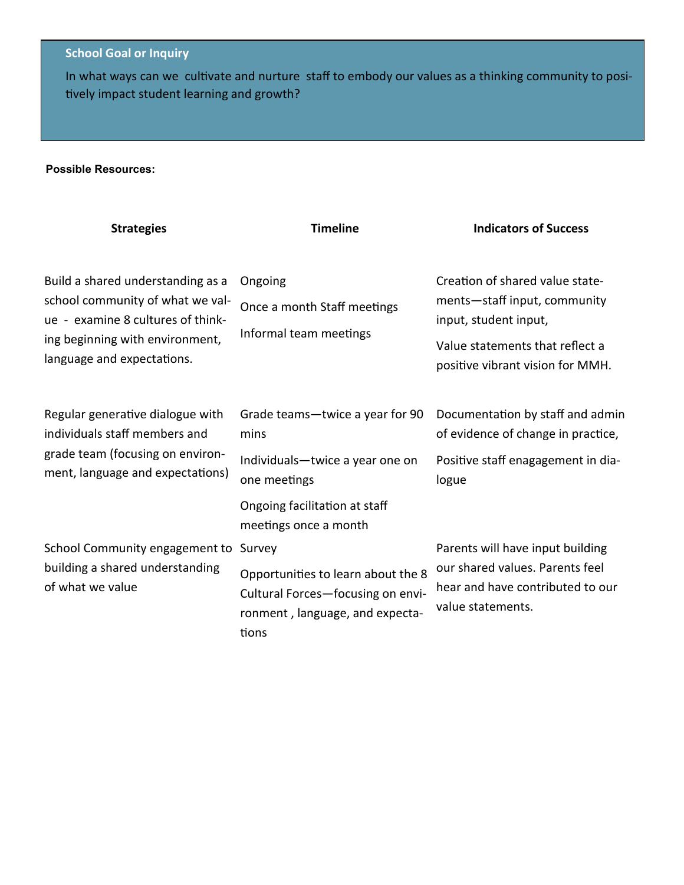**School Goal or Inquiry**

In what ways can we cultivate and nurture staff to embody our values as a thinking community to positively impact student learning and growth?

**Possible Resources:**

| Strategies | Timeline | Indicators of Success |
|---|---|---|
| Build a shared understanding as a school community of what we value - examine 8 cultures of thinking beginning with environment, language and expectations. | Ongoing<br>Once a month Staff meetings<br>Informal team meetings | Creation of shared value statements—staff input, community input, student input,<br>Value statements that reflect a positive vibrant vision for MMH. |
| Regular generative dialogue with individuals staff members and grade team (focusing on environment, language and expectations) | Grade teams—twice a year for 90 mins<br>Individuals—twice a year one on one meetings<br>Ongoing facilitation at staff meetings once a month | Documentation by staff and admin of evidence of change in practice,<br>Positive staff enagagement in dialogue |
| School Community engagement to building a shared understanding of what we value | Survey<br>Opportunities to learn about the 8 Cultural Forces—focusing on environment , language, and expectations | Parents will have input building our shared values. Parents feel hear and have contributed to our value statements. |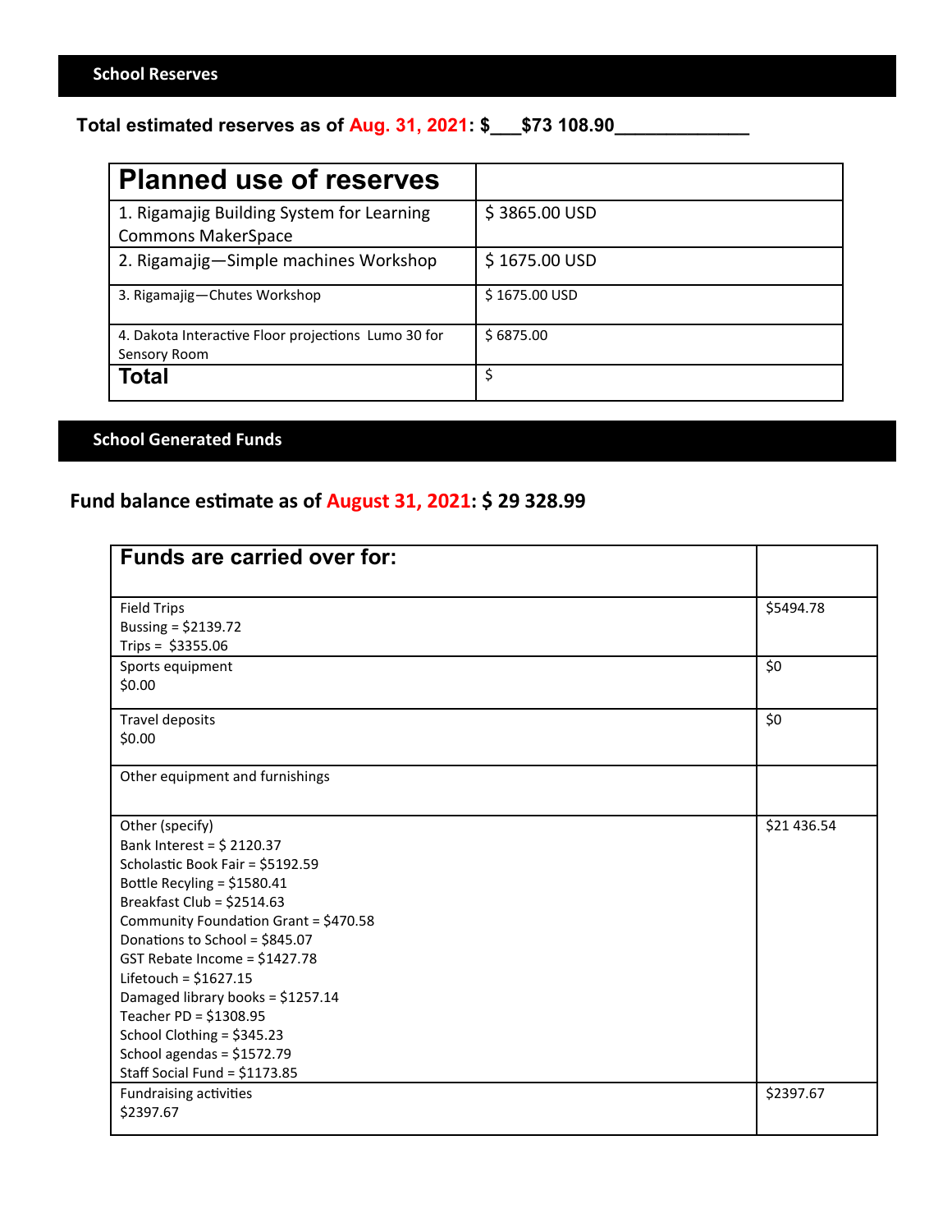## School Reserves

**Total estimated reserves as of Aug. 31, 2021: $\_\_\_$73 108.90\_\_\_\_\_\_\_\_\_\_\_\_\_**

| **Planned use of reserves** | |
|---|---|
| 1. Rigamajig Building System for Learning Commons MakerSpace | $ 3865.00 USD |
| 2. Rigamajig—Simple machines Workshop | $ 1675.00 USD |
| 3. Rigamajig—Chutes Workshop | $ 1675.00 USD |
| 4. Dakota Interactive Floor projections Lumo 30 for Sensory Room | $ 6875.00 |
| **Total** | $ |

## School Generated Funds

**Fund balance estimate as of August 31, 2021: $ 29 328.99**

| **Funds are carried over for:** | |
|---|---|
| Field Trips<br>Bussing = $2139.72<br>Trips = $3355.06 | $5494.78 |
| Sports equipment<br>$0.00 | $0 |
| Travel deposits<br>$0.00 | $0 |
| Other equipment and furnishings | |
| Other (specify)<br>Bank Interest = $ 2120.37<br>Scholastic Book Fair = $5192.59<br>Bottle Recyling = $1580.41<br>Breakfast Club = $2514.63<br>Community Foundation Grant = $470.58<br>Donations to School = $845.07<br>GST Rebate Income = $1427.78<br>Lifetouch = $1627.15<br>Damaged library books = $1257.14<br>Teacher PD = $1308.95<br>School Clothing = $345.23<br>School agendas = $1572.79<br>Staff Social Fund = $1173.85 | $21 436.54 |
| Fundraising activities<br>$2397.67 | $2397.67 |